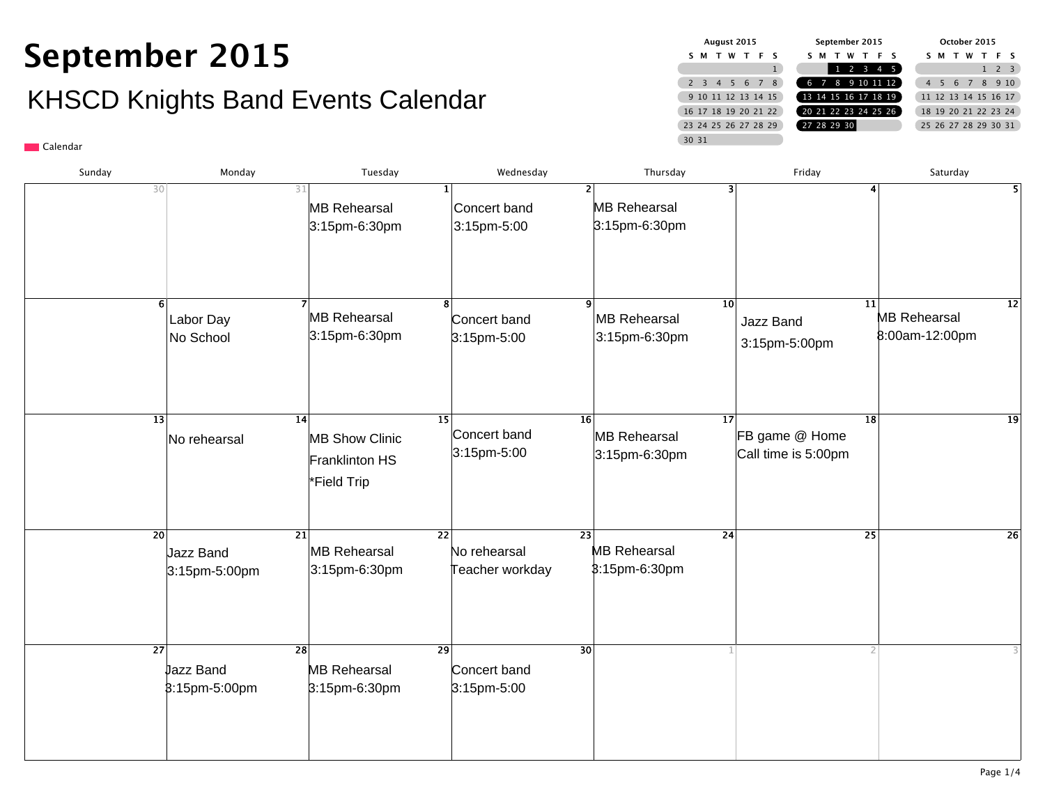# September 2015

## KHSCD Knights Band Events Calendar

Calendar

| Sunday | Monday | Tuesday | Wednesday | Thursday | Friday | Saturday |
|---|---|---|---|---|---|---|
| 30 | 31 | 1<br>MB Rehearsal<br>3:15pm-6:30pm | 2<br>Concert band<br>3:15pm-5:00 | 3<br>MB Rehearsal<br>3:15pm-6:30pm | 4 | 5 |
| 6 | 7<br>Labor Day<br>No School | 8<br>MB Rehearsal<br>3:15pm-6:30pm | 9<br>Concert band<br>3:15pm-5:00 | 10<br>MB Rehearsal<br>3:15pm-6:30pm | 11<br>Jazz Band<br>3:15pm-5:00pm | 12<br>MB Rehearsal<br>8:00am-12:00pm |
| 13 | 14<br>No rehearsal | 15<br>MB Show Clinic<br>Franklinton HS<br>*Field Trip | 16<br>Concert band<br>3:15pm-5:00 | 17<br>MB Rehearsal<br>3:15pm-6:30pm | 18<br>FB game @ Home<br>Call time is 5:00pm | 19 |
| 20 | 21<br>Jazz Band<br>3:15pm-5:00pm | 22<br>MB Rehearsal<br>3:15pm-6:30pm | 23<br>No rehearsal<br>Teacher workday | 24<br>MB Rehearsal<br>3:15pm-6:30pm | 25 | 26 |
| 27 | 28<br>Jazz Band<br>3:15pm-5:00pm | 29<br>MB Rehearsal<br>3:15pm-6:30pm | 30<br>Concert band<br>3:15pm-5:00 | 1 | 2 | 3 |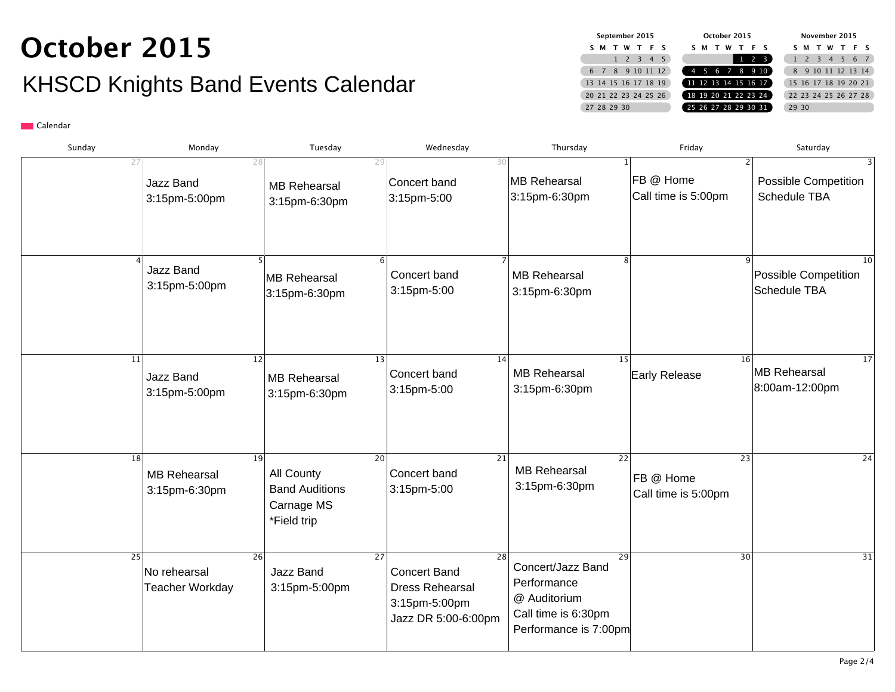# October 2015

## KHSCD Knights Band Events Calendar

| September 2015 | | | | | | |
|---|---|---|---|---|---|---|
| S | M | T | W | T | F | S |
| | | 1 | 2 | 3 | 4 | 5 |
| 6 | 7 | 8 | 9 | 10 | 11 | 12 |
| 13 | 14 | 15 | 16 | 17 | 18 | 19 |
| 20 | 21 | 22 | 23 | 24 | 25 | 26 |
| 27 | 28 | 29 | 30 | | | |

| October 2015 | | | | | | |
|---|---|---|---|---|---|---|
| S | M | T | W | T | F | S |
| | | | | 1 | 2 | 3 |
| 4 | 5 | 6 | 7 | 8 | 9 | 10 |
| 11 | 12 | 13 | 14 | 15 | 16 | 17 |
| 18 | 19 | 20 | 21 | 22 | 23 | 24 |
| 25 | 26 | 27 | 28 | 29 | 30 | 31 |

| November 2015 | | | | | | |
|---|---|---|---|---|---|---|
| S | M | T | W | T | F | S |
| 1 | 2 | 3 | 4 | 5 | 6 | 7 |
| 8 | 9 | 10 | 11 | 12 | 13 | 14 |
| 15 | 16 | 17 | 18 | 19 | 20 | 21 |
| 22 | 23 | 24 | 25 | 26 | 27 | 28 |
| 29 | 30 | | | | | |

Calendar

| Sunday | Monday | Tuesday | Wednesday | Thursday | Friday | Saturday |
|---|---|---|---|---|---|---|
| 27 | 28<br>Jazz Band<br>3:15pm-5:00pm | 29<br>MB Rehearsal<br>3:15pm-6:30pm | 30<br>Concert band<br>3:15pm-5:00 | 1<br>MB Rehearsal<br>3:15pm-6:30pm | 2<br>FB @ Home<br>Call time is 5:00pm | 3<br>Possible Competition<br>Schedule TBA |
| 4 | 5<br>Jazz Band<br>3:15pm-5:00pm | 6<br>MB Rehearsal<br>3:15pm-6:30pm | 7<br>Concert band<br>3:15pm-5:00 | 8<br>MB Rehearsal<br>3:15pm-6:30pm | 9 | 10<br>Possible Competition<br>Schedule TBA |
| 11 | 12<br>Jazz Band<br>3:15pm-5:00pm | 13<br>MB Rehearsal<br>3:15pm-6:30pm | 14<br>Concert band<br>3:15pm-5:00 | 15<br>MB Rehearsal<br>3:15pm-6:30pm | 16<br>Early Release | 17<br>MB Rehearsal<br>8:00am-12:00pm |
| 18 | 19<br>MB Rehearsal<br>3:15pm-6:30pm | 20<br>All County<br>Band Auditions<br>Carnage MS<br>*Field trip | 21<br>Concert band<br>3:15pm-5:00 | 22<br>MB Rehearsal<br>3:15pm-6:30pm | 23<br>FB @ Home<br>Call time is 5:00pm | 24 |
| 25 | 26<br>No rehearsal<br>Teacher Workday | 27<br>Jazz Band<br>3:15pm-5:00pm | 28<br>Concert Band<br>Dress Rehearsal<br>3:15pm-5:00pm<br>Jazz DR 5:00-6:00pm | 29<br>Concert/Jazz Band<br>Performance<br>@ Auditorium<br>Call time is 6:30pm<br>Performance is 7:00pm | 30 | 31 |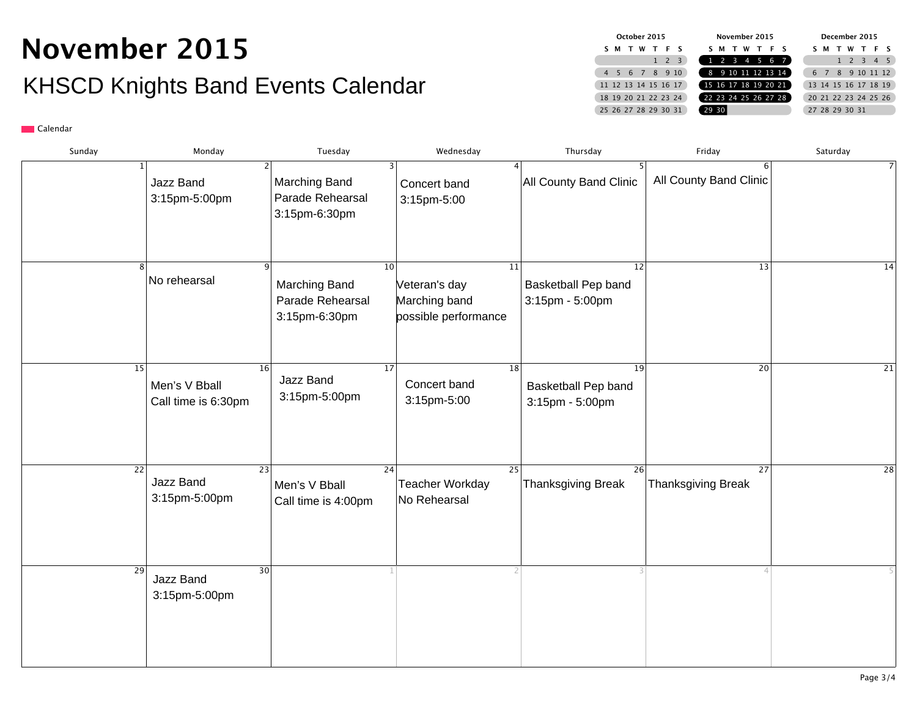# November 2015

## KHSCD Knights Band Events Calendar

Calendar

| Sunday | Monday | Tuesday | Wednesday | Thursday | Friday | Saturday |
|---|---|---|---|---|---|---|
| 1 | 2<br>Jazz Band<br>3:15pm-5:00pm | 3<br>Marching Band<br>Parade Rehearsal<br>3:15pm-6:30pm | 4<br>Concert band<br>3:15pm-5:00 | 5<br>All County Band Clinic | 6<br>All County Band Clinic | 7 |
| 8 | 9<br>No rehearsal | 10<br>Marching Band<br>Parade Rehearsal<br>3:15pm-6:30pm | 11<br>Veteran's day<br>Marching band<br>possible performance | 12<br>Basketball Pep band<br>3:15pm - 5:00pm | 13 | 14 |
| 15 | 16<br>Men's V Bball<br>Call time is 6:30pm | 17<br>Jazz Band<br>3:15pm-5:00pm | 18<br>Concert band<br>3:15pm-5:00 | 19<br>Basketball Pep band<br>3:15pm - 5:00pm | 20 | 21 |
| 22 | 23<br>Jazz Band<br>3:15pm-5:00pm | 24<br>Men's V Bball<br>Call time is 4:00pm | 25<br>Teacher Workday<br>No Rehearsal | 26<br>Thanksgiving Break | 27<br>Thanksgiving Break | 28 |
| 29 | 30<br>Jazz Band<br>3:15pm-5:00pm | 1 | 2 | 3 | 4 | 5 |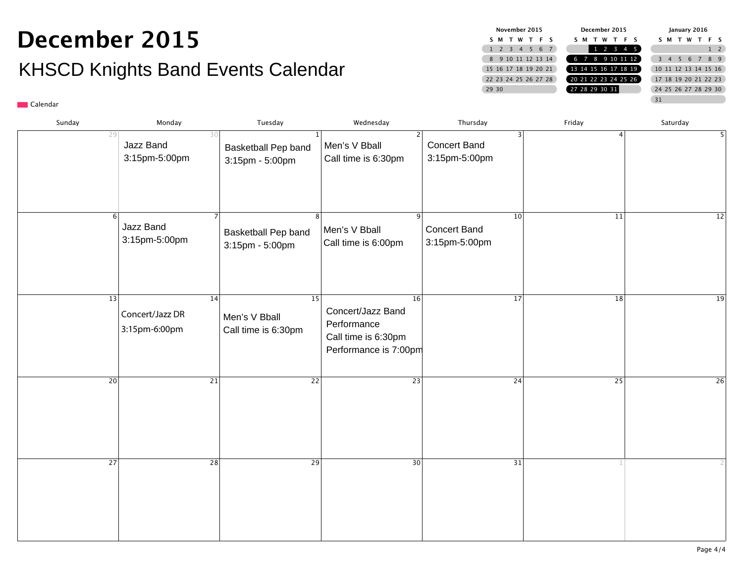# December 2015

## KHSCD Knights Band Events Calendar

November 2015

| S | M | T | W | T | F | S |
|---|---|---|---|---|---|---|
| 1 | 2 | 3 | 4 | 5 | 6 | 7 |
| 8 | 9 | 10 | 11 | 12 | 13 | 14 |
| 15 | 16 | 17 | 18 | 19 | 20 | 21 |
| 22 | 23 | 24 | 25 | 26 | 27 | 28 |
| 29 | 30 | | | | | |

December 2015

| S | M | T | W | T | F | S |
|---|---|---|---|---|---|---|
| | | 1 | 2 | 3 | 4 | 5 |
| 6 | 7 | 8 | 9 | 10 | 11 | 12 |
| 13 | 14 | 15 | 16 | 17 | 18 | 19 |
| 20 | 21 | 22 | 23 | 24 | 25 | 26 |
| 27 | 28 | 29 | 30 | 31 | | |

January 2016

| S | M | T | W | T | F | S |
|---|---|---|---|---|---|---|
| | | | | | 1 | 2 |
| 3 | 4 | 5 | 6 | 7 | 8 | 9 |
| 10 | 11 | 12 | 13 | 14 | 15 | 16 |
| 17 | 18 | 19 | 20 | 21 | 22 | 23 |
| 24 | 25 | 26 | 27 | 28 | 29 | 30 |
| 31 | | | | | | |

Calendar

| Sunday | Monday | Tuesday | Wednesday | Thursday | Friday | Saturday |
|---|---|---|---|---|---|---|
| 29 | 30<br>Jazz Band<br>3:15pm-5:00pm | 1<br>Basketball Pep band<br>3:15pm - 5:00pm | 2<br>Men's V Bball<br>Call time is 6:30pm | 3<br>Concert Band<br>3:15pm-5:00pm | 4 | 5 |
| 6 | 7<br>Jazz Band<br>3:15pm-5:00pm | 8<br>Basketball Pep band<br>3:15pm - 5:00pm | 9<br>Men's V Bball<br>Call time is 6:00pm | 10<br>Concert Band<br>3:15pm-5:00pm | 11 | 12 |
| 13 | 14<br>Concert/Jazz DR<br>3:15pm-6:00pm | 15<br>Men's V Bball<br>Call time is 6:30pm | 16<br>Concert/Jazz Band Performance<br>Call time is 6:30pm<br>Performance is 7:00pm | 17 | 18 | 19 |
| 20 | 21 | 22 | 23 | 24 | 25 | 26 |
| 27 | 28 | 29 | 30 | 31 | 1 | 2 |